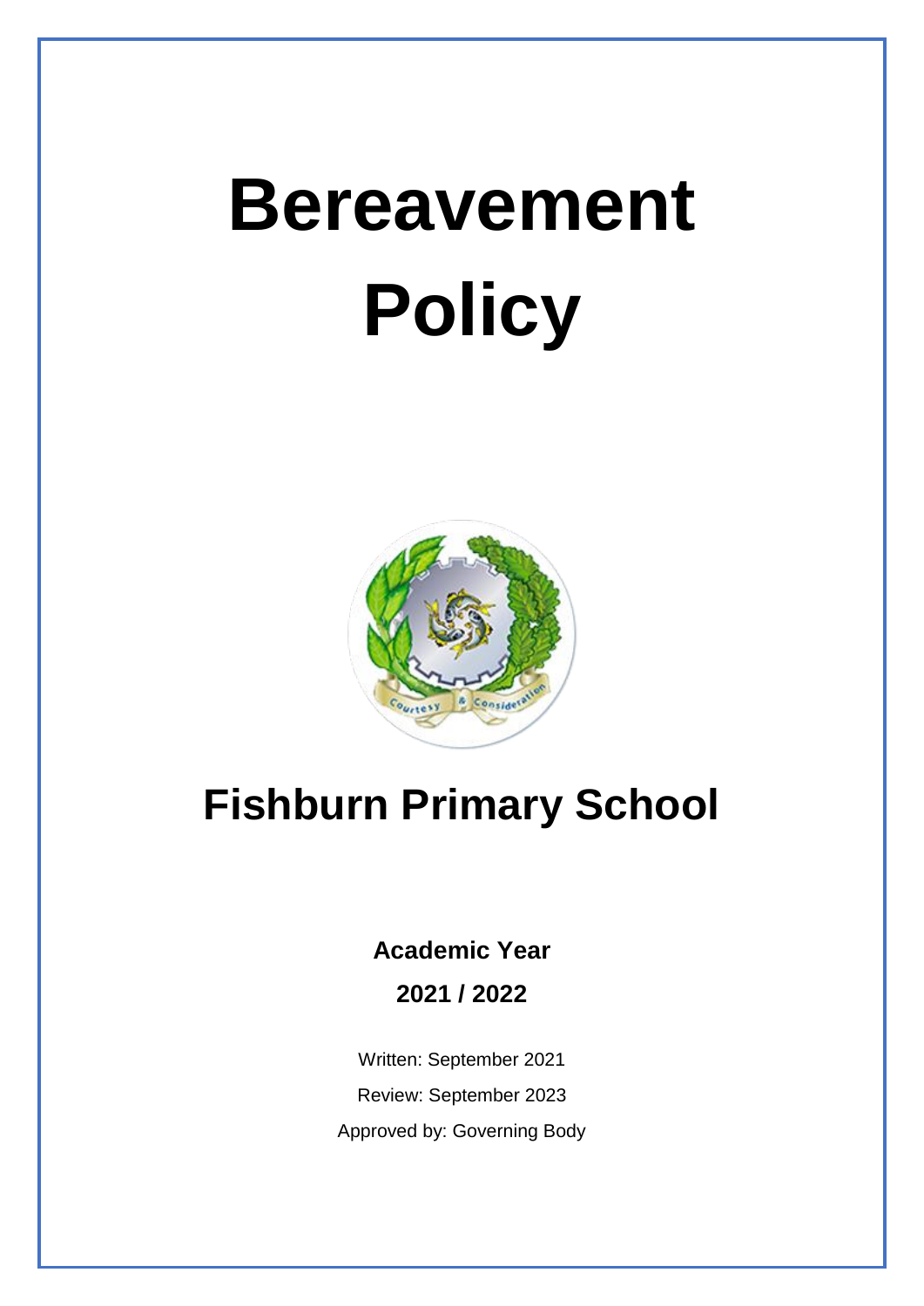# Bereavement Policy

## Fishburn Primary School

**Academic Year**

**2021 / 2022**

Written: September 2021

Review: September 2023

Approved by: Governing Body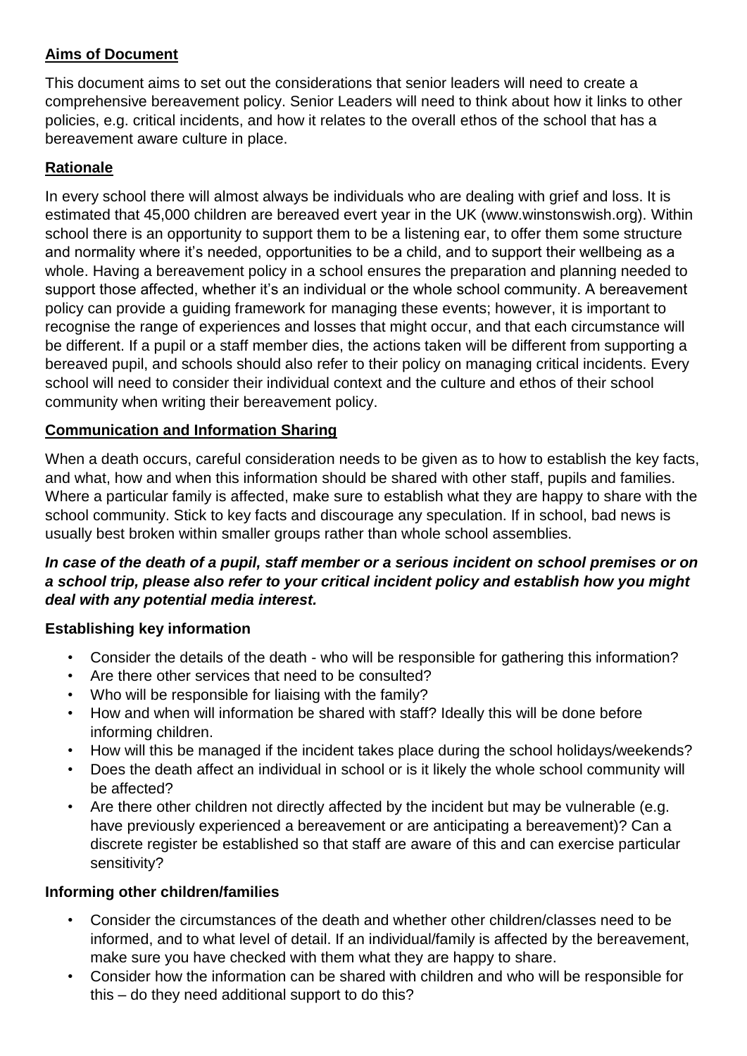## **Aims of Document**

This document aims to set out the considerations that senior leaders will need to create a comprehensive bereavement policy. Senior Leaders will need to think about how it links to other policies, e.g. critical incidents, and how it relates to the overall ethos of the school that has a bereavement aware culture in place.

## **Rationale**

In every school there will almost always be individuals who are dealing with grief and loss. It is estimated that 45,000 children are bereaved evert year in the UK (www.winstonswish.org). Within school there is an opportunity to support them to be a listening ear, to offer them some structure and normality where it's needed, opportunities to be a child, and to support their wellbeing as a whole. Having a bereavement policy in a school ensures the preparation and planning needed to support those affected, whether it's an individual or the whole school community. A bereavement policy can provide a guiding framework for managing these events; however, it is important to recognise the range of experiences and losses that might occur, and that each circumstance will be different. If a pupil or a staff member dies, the actions taken will be different from supporting a bereaved pupil, and schools should also refer to their policy on managing critical incidents. Every school will need to consider their individual context and the culture and ethos of their school community when writing their bereavement policy.

## **Communication and Information Sharing**

When a death occurs, careful consideration needs to be given as to how to establish the key facts, and what, how and when this information should be shared with other staff, pupils and families. Where a particular family is affected, make sure to establish what they are happy to share with the school community. Stick to key facts and discourage any speculation. If in school, bad news is usually best broken within smaller groups rather than whole school assemblies.

***In case of the death of a pupil, staff member or a serious incident on school premises or on a school trip, please also refer to your critical incident policy and establish how you might deal with any potential media interest.***

### **Establishing key information**

- Consider the details of the death - who will be responsible for gathering this information?
- Are there other services that need to be consulted?
- Who will be responsible for liaising with the family?
- How and when will information be shared with staff? Ideally this will be done before informing children.
- How will this be managed if the incident takes place during the school holidays/weekends?
- Does the death affect an individual in school or is it likely the whole school community will be affected?
- Are there other children not directly affected by the incident but may be vulnerable (e.g. have previously experienced a bereavement or are anticipating a bereavement)? Can a discrete register be established so that staff are aware of this and can exercise particular sensitivity?

### **Informing other children/families**

- Consider the circumstances of the death and whether other children/classes need to be informed, and to what level of detail. If an individual/family is affected by the bereavement, make sure you have checked with them what they are happy to share.
- Consider how the information can be shared with children and who will be responsible for this – do they need additional support to do this?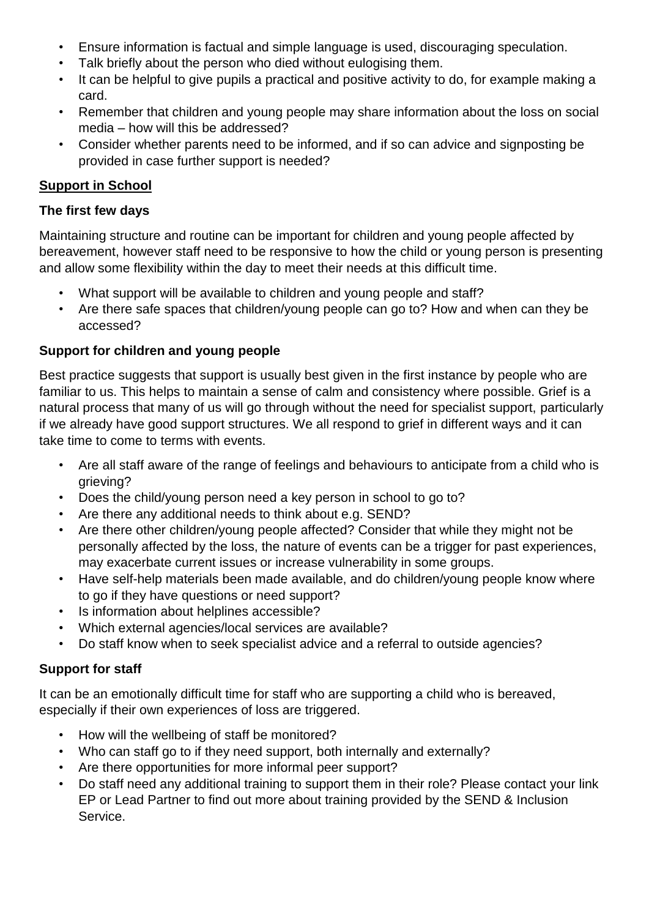- Ensure information is factual and simple language is used, discouraging speculation.
- Talk briefly about the person who died without eulogising them.
- It can be helpful to give pupils a practical and positive activity to do, for example making a card.
- Remember that children and young people may share information about the loss on social media – how will this be addressed?
- Consider whether parents need to be informed, and if so can advice and signposting be provided in case further support is needed?

## Support in School

### The first few days

Maintaining structure and routine can be important for children and young people affected by bereavement, however staff need to be responsive to how the child or young person is presenting and allow some flexibility within the day to meet their needs at this difficult time.

- What support will be available to children and young people and staff?
- Are there safe spaces that children/young people can go to? How and when can they be accessed?

### Support for children and young people

Best practice suggests that support is usually best given in the first instance by people who are familiar to us. This helps to maintain a sense of calm and consistency where possible. Grief is a natural process that many of us will go through without the need for specialist support, particularly if we already have good support structures. We all respond to grief in different ways and it can take time to come to terms with events.

- Are all staff aware of the range of feelings and behaviours to anticipate from a child who is grieving?
- Does the child/young person need a key person in school to go to?
- Are there any additional needs to think about e.g. SEND?
- Are there other children/young people affected? Consider that while they might not be personally affected by the loss, the nature of events can be a trigger for past experiences, may exacerbate current issues or increase vulnerability in some groups.
- Have self-help materials been made available, and do children/young people know where to go if they have questions or need support?
- Is information about helplines accessible?
- Which external agencies/local services are available?
- Do staff know when to seek specialist advice and a referral to outside agencies?

### Support for staff

It can be an emotionally difficult time for staff who are supporting a child who is bereaved, especially if their own experiences of loss are triggered.

- How will the wellbeing of staff be monitored?
- Who can staff go to if they need support, both internally and externally?
- Are there opportunities for more informal peer support?
- Do staff need any additional training to support them in their role? Please contact your link EP or Lead Partner to find out more about training provided by the SEND & Inclusion Service.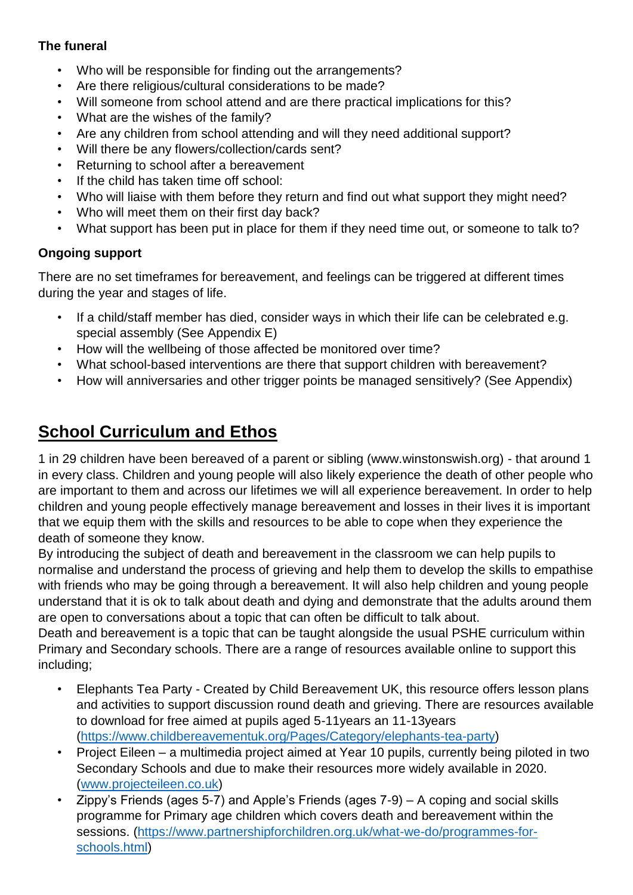**The funeral**

- Who will be responsible for finding out the arrangements?
- Are there religious/cultural considerations to be made?
- Will someone from school attend and are there practical implications for this?
- What are the wishes of the family?
- Are any children from school attending and will they need additional support?
- Will there be any flowers/collection/cards sent?
- Returning to school after a bereavement
- If the child has taken time off school:
- Who will liaise with them before they return and find out what support they might need?
- Who will meet them on their first day back?
- What support has been put in place for them if they need time out, or someone to talk to?

**Ongoing support**

There are no set timeframes for bereavement, and feelings can be triggered at different times during the year and stages of life.

- If a child/staff member has died, consider ways in which their life can be celebrated e.g. special assembly (See Appendix E)
- How will the wellbeing of those affected be monitored over time?
- What school-based interventions are there that support children with bereavement?
- How will anniversaries and other trigger points be managed sensitively? (See Appendix)

## School Curriculum and Ethos

1 in 29 children have been bereaved of a parent or sibling (www.winstonswish.org) - that around 1 in every class. Children and young people will also likely experience the death of other people who are important to them and across our lifetimes we will all experience bereavement. In order to help children and young people effectively manage bereavement and losses in their lives it is important that we equip them with the skills and resources to be able to cope when they experience the death of someone they know.
By introducing the subject of death and bereavement in the classroom we can help pupils to normalise and understand the process of grieving and help them to develop the skills to empathise with friends who may be going through a bereavement. It will also help children and young people understand that it is ok to talk about death and dying and demonstrate that the adults around them are open to conversations about a topic that can often be difficult to talk about.
Death and bereavement is a topic that can be taught alongside the usual PSHE curriculum within Primary and Secondary schools. There are a range of resources available online to support this including;

- Elephants Tea Party - Created by Child Bereavement UK, this resource offers lesson plans and activities to support discussion round death and grieving. There are resources available to download for free aimed at pupils aged 5-11years an 11-13years (https://www.childbereavementuk.org/Pages/Category/elephants-tea-party)
- Project Eileen – a multimedia project aimed at Year 10 pupils, currently being piloted in two Secondary Schools and due to make their resources more widely available in 2020. (www.projecteileen.co.uk)
- Zippy's Friends (ages 5-7) and Apple's Friends (ages 7-9) – A coping and social skills programme for Primary age children which covers death and bereavement within the sessions. (https://www.partnershipforchildren.org.uk/what-we-do/programmes-for-schools.html)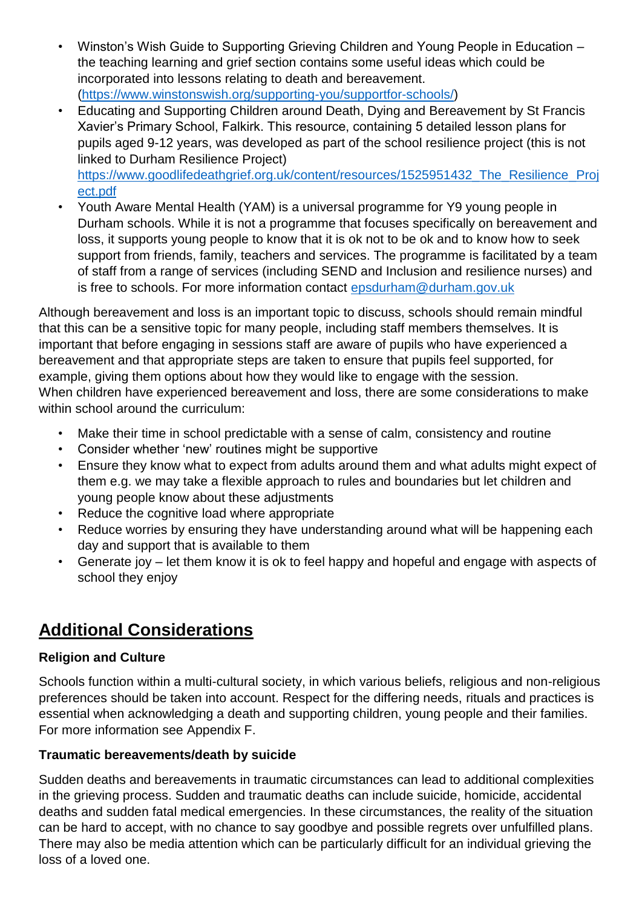- Winston's Wish Guide to Supporting Grieving Children and Young People in Education – the teaching learning and grief section contains some useful ideas which could be incorporated into lessons relating to death and bereavement. (https://www.winstonswish.org/supporting-you/supportfor-schools/)
- Educating and Supporting Children around Death, Dying and Bereavement by St Francis Xavier's Primary School, Falkirk. This resource, containing 5 detailed lesson plans for pupils aged 9-12 years, was developed as part of the school resilience project (this is not linked to Durham Resilience Project) https://www.goodlifedeathgrief.org.uk/content/resources/1525951432_The_Resilience_Project.pdf
- Youth Aware Mental Health (YAM) is a universal programme for Y9 young people in Durham schools. While it is not a programme that focuses specifically on bereavement and loss, it supports young people to know that it is ok not to be ok and to know how to seek support from friends, family, teachers and services. The programme is facilitated by a team of staff from a range of services (including SEND and Inclusion and resilience nurses) and is free to schools. For more information contact epsdurham@durham.gov.uk

Although bereavement and loss is an important topic to discuss, schools should remain mindful that this can be a sensitive topic for many people, including staff members themselves. It is important that before engaging in sessions staff are aware of pupils who have experienced a bereavement and that appropriate steps are taken to ensure that pupils feel supported, for example, giving them options about how they would like to engage with the session.
When children have experienced bereavement and loss, there are some considerations to make within school around the curriculum:

- Make their time in school predictable with a sense of calm, consistency and routine
- Consider whether 'new' routines might be supportive
- Ensure they know what to expect from adults around them and what adults might expect of them e.g. we may take a flexible approach to rules and boundaries but let children and young people know about these adjustments
- Reduce the cognitive load where appropriate
- Reduce worries by ensuring they have understanding around what will be happening each day and support that is available to them
- Generate joy – let them know it is ok to feel happy and hopeful and engage with aspects of school they enjoy

## Additional Considerations

**Religion and Culture**

Schools function within a multi-cultural society, in which various beliefs, religious and non-religious preferences should be taken into account. Respect for the differing needs, rituals and practices is essential when acknowledging a death and supporting children, young people and their families. For more information see Appendix F.

**Traumatic bereavements/death by suicide**

Sudden deaths and bereavements in traumatic circumstances can lead to additional complexities in the grieving process. Sudden and traumatic deaths can include suicide, homicide, accidental deaths and sudden fatal medical emergencies. In these circumstances, the reality of the situation can be hard to accept, with no chance to say goodbye and possible regrets over unfulfilled plans. There may also be media attention which can be particularly difficult for an individual grieving the loss of a loved one.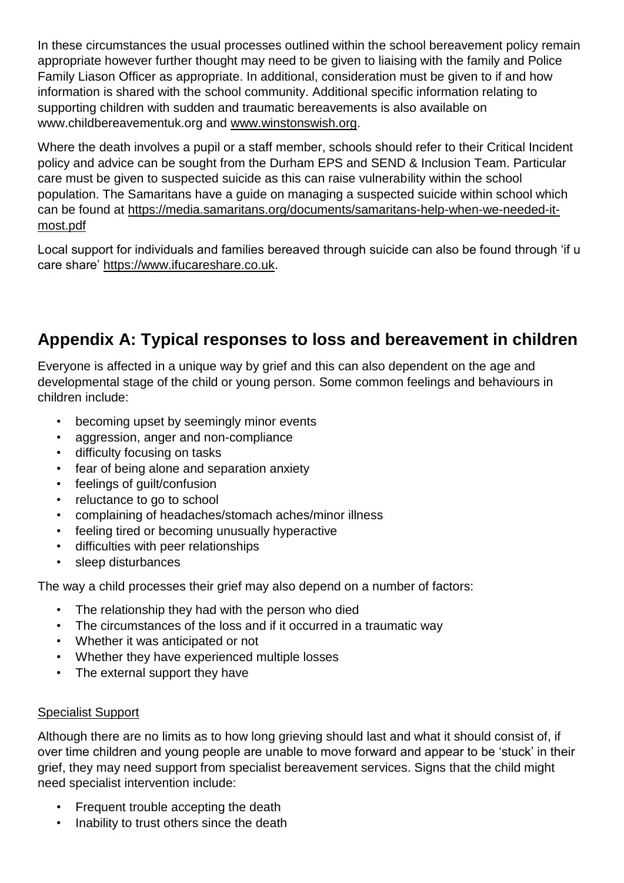In these circumstances the usual processes outlined within the school bereavement policy remain appropriate however further thought may need to be given to liaising with the family and Police Family Liason Officer as appropriate. In additional, consideration must be given to if and how information is shared with the school community. Additional specific information relating to supporting children with sudden and traumatic bereavements is also available on www.childbereavementuk.org and www.winstonswish.org.

Where the death involves a pupil or a staff member, schools should refer to their Critical Incident policy and advice can be sought from the Durham EPS and SEND & Inclusion Team. Particular care must be given to suspected suicide as this can raise vulnerability within the school population. The Samaritans have a guide on managing a suspected suicide within school which can be found at https://media.samaritans.org/documents/samaritans-help-when-we-needed-it-most.pdf

Local support for individuals and families bereaved through suicide can also be found through 'if u care share' https://www.ifucareshare.co.uk.

## Appendix A: Typical responses to loss and bereavement in children

Everyone is affected in a unique way by grief and this can also dependent on the age and developmental stage of the child or young person. Some common feelings and behaviours in children include:

- becoming upset by seemingly minor events
- aggression, anger and non-compliance
- difficulty focusing on tasks
- fear of being alone and separation anxiety
- feelings of guilt/confusion
- reluctance to go to school
- complaining of headaches/stomach aches/minor illness
- feeling tired or becoming unusually hyperactive
- difficulties with peer relationships
- sleep disturbances

The way a child processes their grief may also depend on a number of factors:

- The relationship they had with the person who died
- The circumstances of the loss and if it occurred in a traumatic way
- Whether it was anticipated or not
- Whether they have experienced multiple losses
- The external support they have

Specialist Support

Although there are no limits as to how long grieving should last and what it should consist of, if over time children and young people are unable to move forward and appear to be 'stuck' in their grief, they may need support from specialist bereavement services. Signs that the child might need specialist intervention include:

- Frequent trouble accepting the death
- Inability to trust others since the death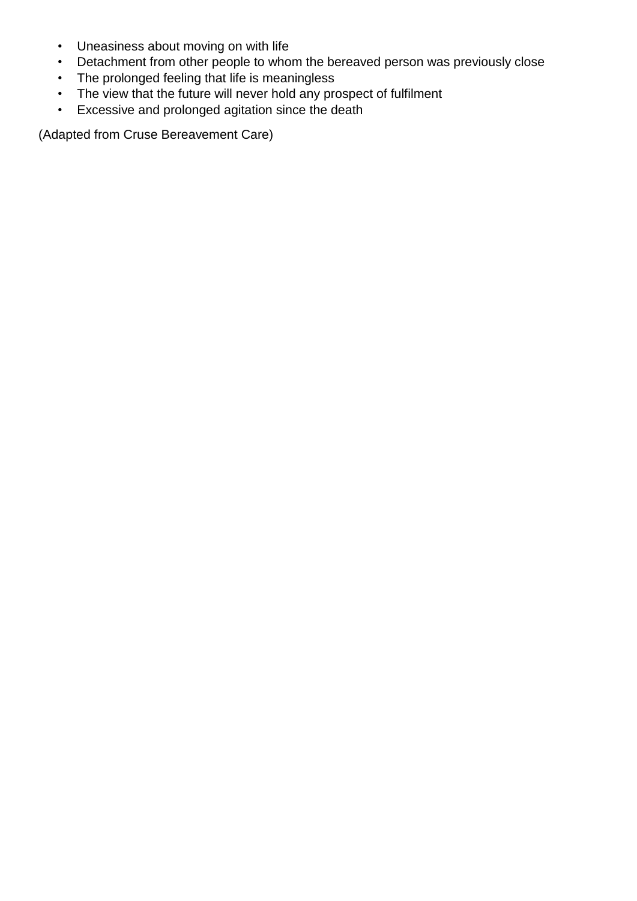- Uneasiness about moving on with life
- Detachment from other people to whom the bereaved person was previously close
- The prolonged feeling that life is meaningless
- The view that the future will never hold any prospect of fulfilment
- Excessive and prolonged agitation since the death

(Adapted from Cruse Bereavement Care)